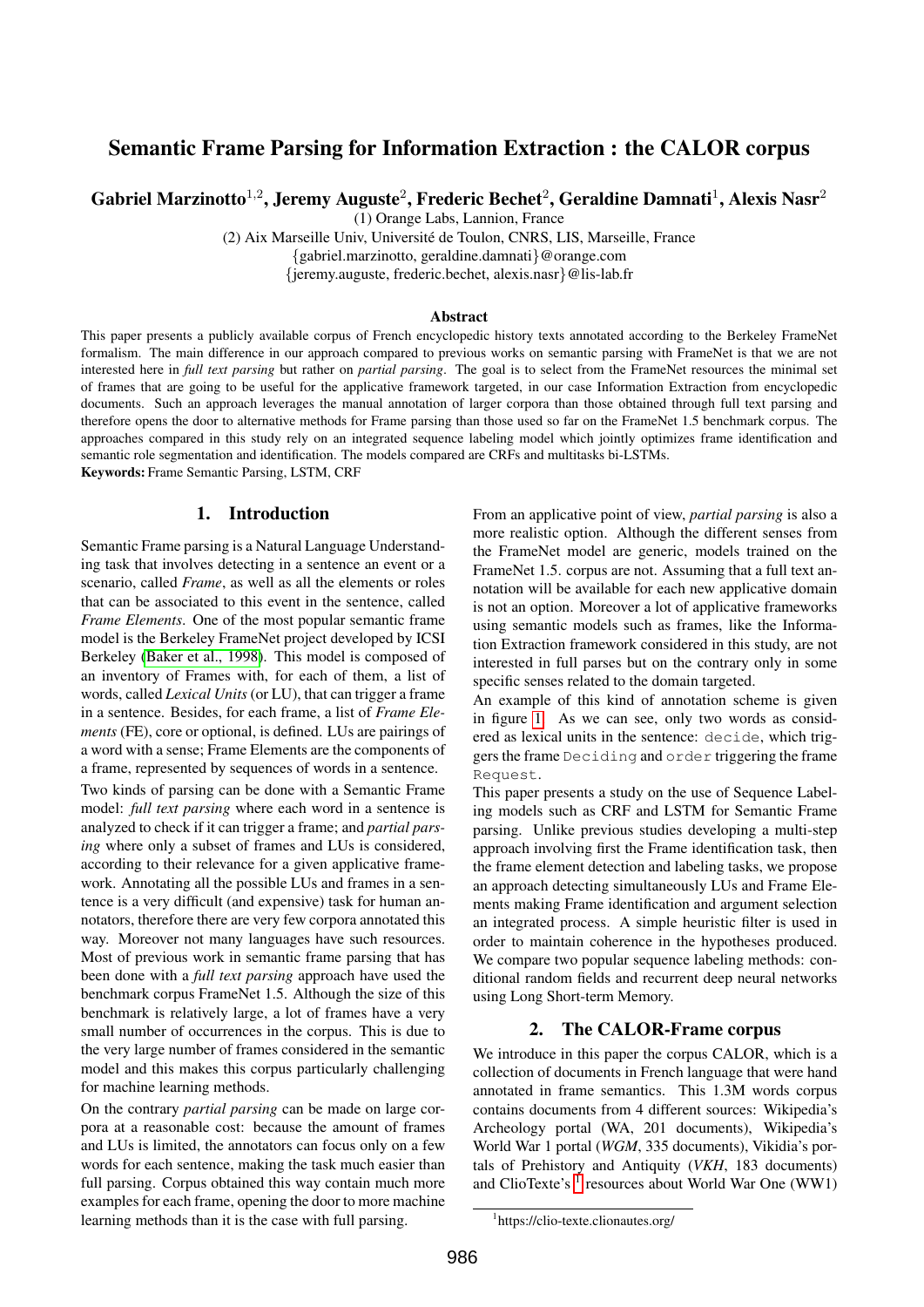# Semantic Frame Parsing for Information Extraction : the CALOR corpus

**Gabriel Marzinotto[1,2], Jeremy Auguste[2], Frederic Bechet[2], Geraldine Damnati[1], Alexis Nasr[2]**

(1) Orange Labs, Lannion, France

(2) Aix Marseille Univ, Université de Toulon, CNRS, LIS, Marseille, France

{gabriel.marzinotto, geraldine.damnati}@orange.com

{jeremy.auguste, frederic.bechet, alexis.nasr}@lis-lab.fr

## Abstract

This paper presents a publicly available corpus of French encyclopedic history texts annotated according to the Berkeley FrameNet formalism. The main difference in our approach compared to previous works on semantic parsing with FrameNet is that we are not interested here in *full text parsing* but rather on *partial parsing*. The goal is to select from the FrameNet resources the minimal set of frames that are going to be useful for the applicative framework targeted, in our case Information Extraction from encyclopedic documents. Such an approach leverages the manual annotation of larger corpora than those obtained through full text parsing and therefore opens the door to alternative methods for Frame parsing than those used so far on the FrameNet 1.5 benchmark corpus. The approaches compared in this study rely on an integrated sequence labeling model which jointly optimizes frame identification and semantic role segmentation and identification. The models compared are CRFs and multitasks bi-LSTMs.

**Keywords:** Frame Semantic Parsing, LSTM, CRF

## 1. Introduction

Semantic Frame parsing is a Natural Language Understanding task that involves detecting in a sentence an event or a scenario, called *Frame*, as well as all the elements or roles that can be associated to this event in the sentence, called *Frame Elements*. One of the most popular semantic frame model is the Berkeley FrameNet project developed by ICSI Berkeley (Baker et al., 1998). This model is composed of an inventory of Frames with, for each of them, a list of words, called *Lexical Units* (or LU), that can trigger a frame in a sentence. Besides, for each frame, a list of *Frame Elements* (FE), core or optional, is defined. LUs are pairings of a word with a sense; Frame Elements are the components of a frame, represented by sequences of words in a sentence.

Two kinds of parsing can be done with a Semantic Frame model: *full text parsing* where each word in a sentence is analyzed to check if it can trigger a frame; and *partial parsing* where only a subset of frames and LUs is considered, according to their relevance for a given applicative framework. Annotating all the possible LUs and frames in a sentence is a very difficult (and expensive) task for human annotators, therefore there are very few corpora annotated this way. Moreover not many languages have such resources. Most of previous work in semantic frame parsing that has been done with a *full text parsing* approach have used the benchmark corpus FrameNet 1.5. Although the size of this benchmark is relatively large, a lot of frames have a very small number of occurrences in the corpus. This is due to the very large number of frames considered in the semantic model and this makes this corpus particularly challenging for machine learning methods.

On the contrary *partial parsing* can be made on large corpora at a reasonable cost: because the amount of frames and LUs is limited, the annotators can focus only on a few words for each sentence, making the task much easier than full parsing. Corpus obtained this way contain much more examples for each frame, opening the door to more machine learning methods than it is the case with full parsing.

From an applicative point of view, *partial parsing* is also a more realistic option. Although the different senses from the FrameNet model are generic, models trained on the FrameNet 1.5. corpus are not. Assuming that a full text annotation will be available for each new applicative domain is not an option. Moreover a lot of applicative frameworks using semantic models such as frames, like the Information Extraction framework considered in this study, are not interested in full parses but on the contrary only in some specific senses related to the domain targeted.

An example of this kind of annotation scheme is given in figure 1. As we can see, only two words as considered as lexical units in the sentence: `decide`, which triggers the frame `Deciding` and `order` triggering the frame `Request`.

This paper presents a study on the use of Sequence Labeling models such as CRF and LSTM for Semantic Frame parsing. Unlike previous studies developing a multi-step approach involving first the Frame identification task, then the frame element detection and labeling tasks, we propose an approach detecting simultaneously LUs and Frame Elements making Frame identification and argument selection an integrated process. A simple heuristic filter is used in order to maintain coherence in the hypotheses produced. We compare two popular sequence labeling methods: conditional random fields and recurrent deep neural networks using Long Short-term Memory.

## 2. The CALOR-Frame corpus

We introduce in this paper the corpus CALOR, which is a collection of documents in French language that were hand annotated in frame semantics. This 1.3M words corpus contains documents from 4 different sources: Wikipedia's Archeology portal (WA, 201 documents), Wikipedia's World War 1 portal (*WGM*, 335 documents), Vikidia's portals of Prehistory and Antiquity (*VKH*, 183 documents) and ClioTexte's[1] resources about World War One (WW1)

[1] https://clio-texte.clionautes.org/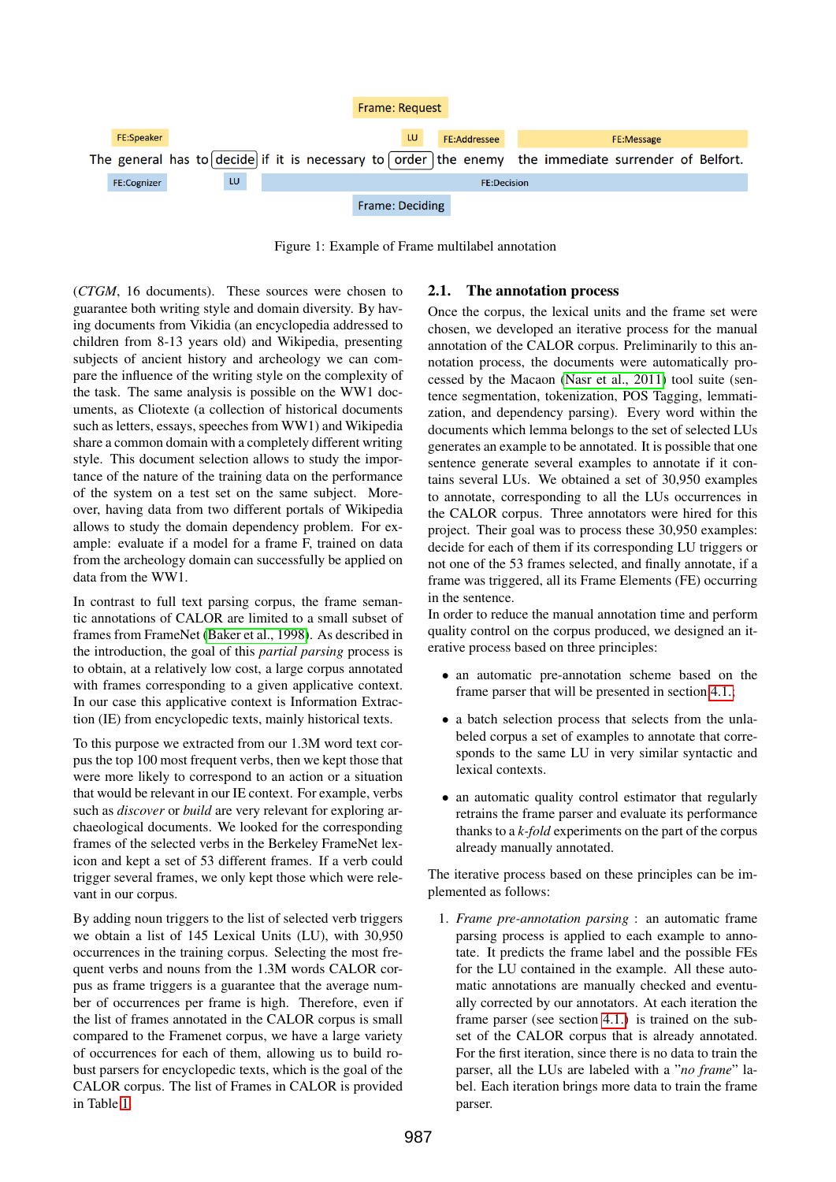Frame: Request

FE:Speaker | LU | FE:Addressee | FE:Message

The general has to [decide] if it is necessary to [order] the enemy the immediate surrender of Belfort.

FE:Cognizer | LU | FE:Decision

Frame: Deciding

Figure 1: Example of Frame multilabel annotation

(*CTGM*, 16 documents). These sources were chosen to guarantee both writing style and domain diversity. By having documents from Vikidia (an encyclopedia addressed to children from 8-13 years old) and Wikipedia, presenting subjects of ancient history and archeology we can compare the influence of the writing style on the complexity of the task. The same analysis is possible on the WW1 documents, as Cliotexte (a collection of historical documents such as letters, essays, speeches from WW1) and Wikipedia share a common domain with a completely different writing style. This document selection allows to study the importance of the nature of the training data on the performance of the system on a test set on the same subject. Moreover, having data from two different portals of Wikipedia allows to study the domain dependency problem. For example: evaluate if a model for a frame F, trained on data from the archeology domain can successfully be applied on data from the WW1.

In contrast to full text parsing corpus, the frame semantic annotations of CALOR are limited to a small subset of frames from FrameNet (Baker et al., 1998). As described in the introduction, the goal of this *partial parsing* process is to obtain, at a relatively low cost, a large corpus annotated with frames corresponding to a given applicative context. In our case this applicative context is Information Extraction (IE) from encyclopedic texts, mainly historical texts.

To this purpose we extracted from our 1.3M word text corpus the top 100 most frequent verbs, then we kept those that were more likely to correspond to an action or a situation that would be relevant in our IE context. For example, verbs such as *discover* or *build* are very relevant for exploring archaeological documents. We looked for the corresponding frames of the selected verbs in the Berkeley FrameNet lexicon and kept a set of 53 different frames. If a verb could trigger several frames, we only kept those which were relevant in our corpus.

By adding noun triggers to the list of selected verb triggers we obtain a list of 145 Lexical Units (LU), with 30,950 occurrences in the training corpus. Selecting the most frequent verbs and nouns from the 1.3M words CALOR corpus as frame triggers is a guarantee that the average number of occurrences per frame is high. Therefore, even if the list of frames annotated in the CALOR corpus is small compared to the Framenet corpus, we have a large variety of occurrences for each of them, allowing us to build robust parsers for encyclopedic texts, which is the goal of the CALOR corpus. The list of Frames in CALOR is provided in Table 1.

## 2.1. The annotation process

Once the corpus, the lexical units and the frame set were chosen, we developed an iterative process for the manual annotation of the CALOR corpus. Preliminarily to this annotation process, the documents were automatically processed by the Macaon (Nasr et al., 2011) tool suite (sentence segmentation, tokenization, POS Tagging, lemmatization, and dependency parsing). Every word within the documents which lemma belongs to the set of selected LUs generates an example to be annotated. It is possible that one sentence generate several examples to annotate if it contains several LUs. We obtained a set of 30,950 examples to annotate, corresponding to all the LUs occurrences in the CALOR corpus. Three annotators were hired for this project. Their goal was to process these 30,950 examples: decide for each of them if its corresponding LU triggers or not one of the 53 frames selected, and finally annotate, if a frame was triggered, all its Frame Elements (FE) occurring in the sentence.
In order to reduce the manual annotation time and perform quality control on the corpus produced, we designed an iterative process based on three principles:

- an automatic pre-annotation scheme based on the frame parser that will be presented in section 4.1.
- a batch selection process that selects from the unlabeled corpus a set of examples to annotate that corresponds to the same LU in very similar syntactic and lexical contexts.
- an automatic quality control estimator that regularly retrains the frame parser and evaluate its performance thanks to a *k-fold* experiments on the part of the corpus already manually annotated.

The iterative process based on these principles can be implemented as follows:

1. *Frame pre-annotation parsing* : an automatic frame parsing process is applied to each example to annotate. It predicts the frame label and the possible FEs for the LU contained in the example. All these automatic annotations are manually checked and eventually corrected by our annotators. At each iteration the frame parser (see section 4.1.) is trained on the subset of the CALOR corpus that is already annotated. For the first iteration, since there is no data to train the parser, all the LUs are labeled with a "*no frame*" label. Each iteration brings more data to train the frame parser.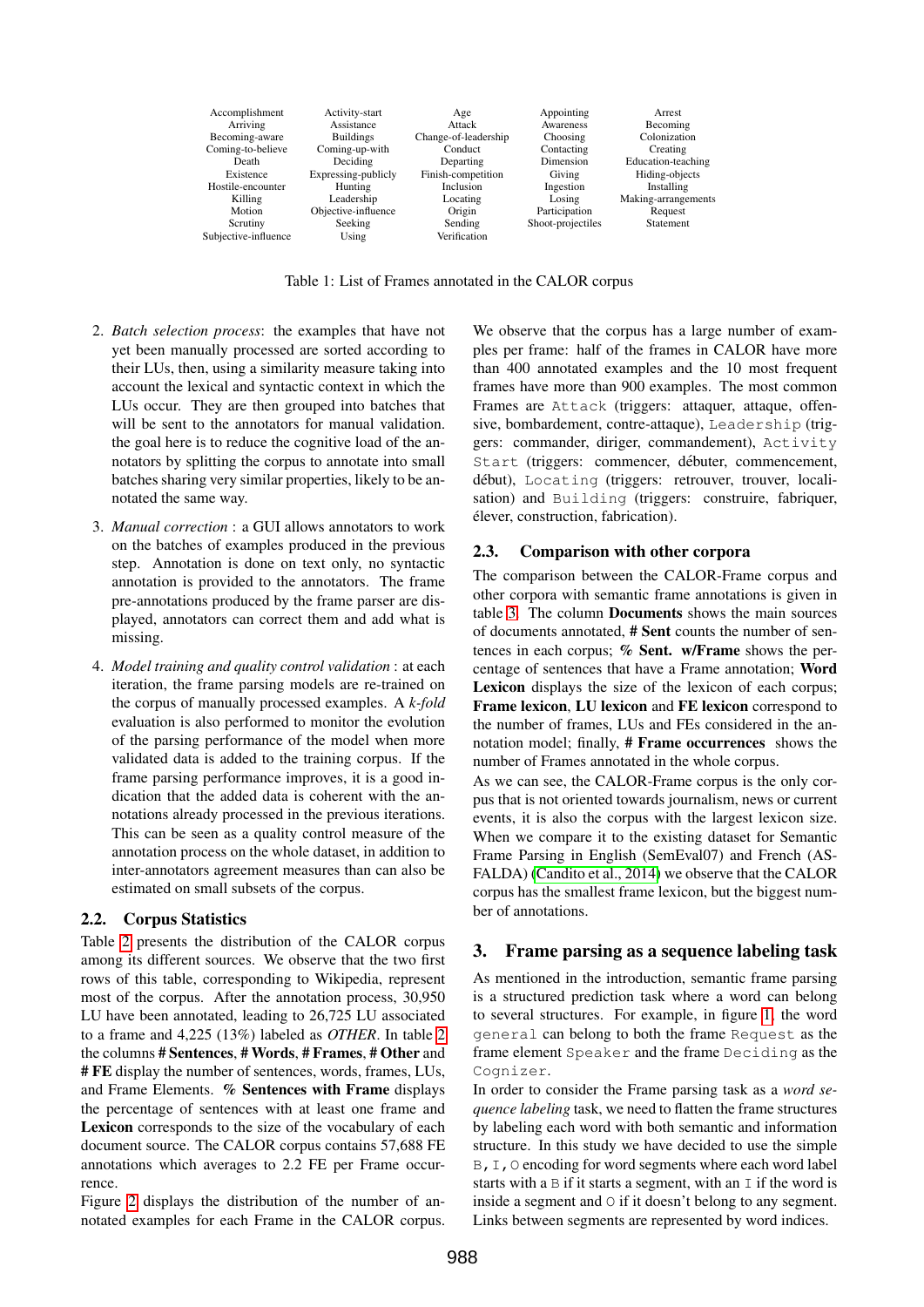| | | | | |
|---|---|---|---|---|
| Accomplishment | Activity-start | Age | Appointing | Arrest |
| Arriving | Assistance | Attack | Awareness | Becoming |
| Becoming-aware | Buildings | Change-of-leadership | Choosing | Colonization |
| Coming-to-believe | Coming-up-with | Conduct | Contacting | Creating |
| Death | Deciding | Departing | Dimension | Education-teaching |
| Existence | Expressing-publicly | Finish-competition | Giving | Hiding-objects |
| Hostile-encounter | Hunting | Inclusion | Ingestion | Installing |
| Killing | Leadership | Locating | Losing | Making-arrangements |
| Motion | Objective-influence | Origin | Participation | Request |
| Scrutiny | Seeking | Sending | Shoot-projectiles | Statement |
| Subjective-influence | Using | Verification | | |

Table 1: List of Frames annotated in the CALOR corpus

2. *Batch selection process*: the examples that have not yet been manually processed are sorted according to their LUs, then, using a similarity measure taking into account the lexical and syntactic context in which the LUs occur. They are then grouped into batches that will be sent to the annotators for manual validation. the goal here is to reduce the cognitive load of the annotators by splitting the corpus to annotate into small batches sharing very similar properties, likely to be annotated the same way.

3. *Manual correction* : a GUI allows annotators to work on the batches of examples produced in the previous step. Annotation is done on text only, no syntactic annotation is provided to the annotators. The frame pre-annotations produced by the frame parser are displayed, annotators can correct them and add what is missing.

4. *Model training and quality control validation* : at each iteration, the frame parsing models are re-trained on the corpus of manually processed examples. A *k-fold* evaluation is also performed to monitor the evolution of the parsing performance of the model when more validated data is added to the training corpus. If the frame parsing performance improves, it is a good indication that the added data is coherent with the annotations already processed in the previous iterations. This can be seen as a quality control measure of the annotation process on the whole dataset, in addition to inter-annotators agreement measures than can also be estimated on small subsets of the corpus.

### 2.2. Corpus Statistics

Table 2 presents the distribution of the CALOR corpus among its different sources. We observe that the two first rows of this table, corresponding to Wikipedia, represent most of the corpus. After the annotation process, 30,950 LU have been annotated, leading to 26,725 LU associated to a frame and 4,225 (13%) labeled as *OTHER*. In table 2 the columns **# Sentences**, **# Words**, **# Frames**, **# Other** and **# FE** display the number of sentences, words, frames, LUs, and Frame Elements. **% Sentences with Frame** displays the percentage of sentences with at least one frame and **Lexicon** corresponds to the size of the vocabulary of each document source. The CALOR corpus contains 57,688 FE annotations which averages to 2.2 FE per Frame occurrence.

Figure 2 displays the distribution of the number of annotated examples for each Frame in the CALOR corpus. We observe that the corpus has a large number of examples per frame: half of the frames in CALOR have more than 400 annotated examples and the 10 most frequent frames have more than 900 examples. The most common Frames are `Attack` (triggers: attaquer, attaque, offensive, bombardement, contre-attaque), `Leadership` (triggers: commander, diriger, commandement), `Activity Start` (triggers: commencer, débuter, commencement, début), `Locating` (triggers: retrouver, trouver, localisation) and `Building` (triggers: construire, fabriquer, élever, construction, fabrication).

### 2.3. Comparison with other corpora

The comparison between the CALOR-Frame corpus and other corpora with semantic frame annotations is given in table 3. The column **Documents** shows the main sources of documents annotated, **# Sent** counts the number of sentences in each corpus; **% Sent. w/Frame** shows the percentage of sentences that have a Frame annotation; **Word Lexicon** displays the size of the lexicon of each corpus; **Frame lexicon**, **LU lexicon** and **FE lexicon** correspond to the number of frames, LUs and FEs considered in the annotation model; finally, **# Frame occurrences** shows the number of Frames annotated in the whole corpus.

As we can see, the CALOR-Frame corpus is the only corpus that is not oriented towards journalism, news or current events, it is also the corpus with the largest lexicon size. When we compare it to the existing dataset for Semantic Frame Parsing in English (SemEval07) and French (ASFALDA) (Candito et al., 2014) we observe that the CALOR corpus has the smallest frame lexicon, but the biggest number of annotations.

## 3. Frame parsing as a sequence labeling task

As mentioned in the introduction, semantic frame parsing is a structured prediction task where a word can belong to several structures. For example, in figure 1, the word `general` can belong to both the frame `Request` as the frame element `Speaker` and the frame `Deciding` as the `Cognizer`.

In order to consider the Frame parsing task as a *word sequence labeling* task, we need to flatten the frame structures by labeling each word with both semantic and information structure. In this study we have decided to use the simple `B,I,O` encoding for word segments where each word label starts with a `B` if it starts a segment, with an `I` if the word is inside a segment and `O` if it doesn't belong to any segment. Links between segments are represented by word indices.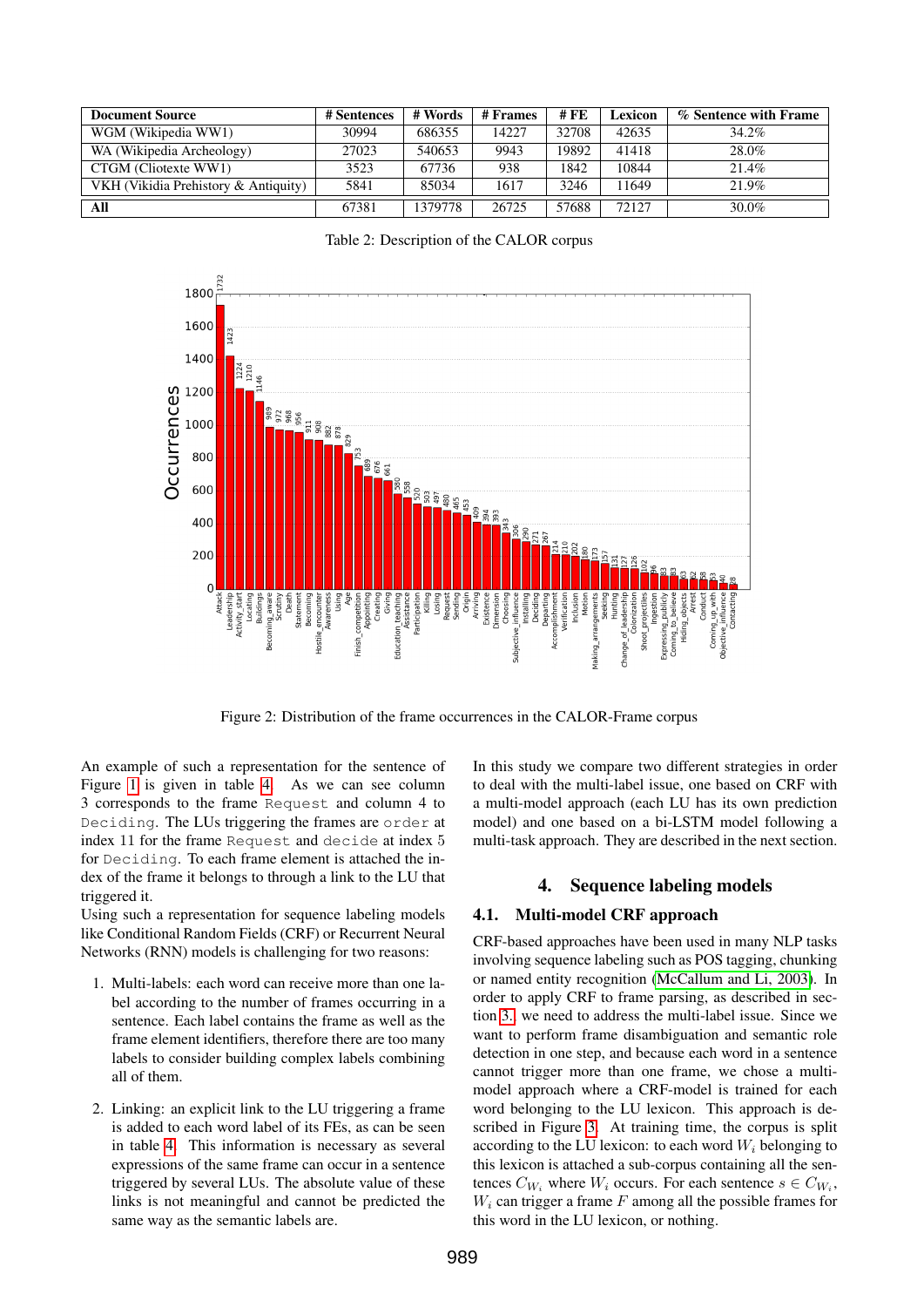| Document Source | # Sentences | # Words | # Frames | # FE | Lexicon | % Sentence with Frame |
|---|---|---|---|---|---|---|
| WGM (Wikipedia WW1) | 30994 | 686355 | 14227 | 32708 | 42635 | 34.2% |
| WA (Wikipedia Archeology) | 27023 | 540653 | 9943 | 19892 | 41418 | 28.0% |
| CTGM (Cliotexte WW1) | 3523 | 67736 | 938 | 1842 | 10844 | 21.4% |
| VKH (Vikidia Prehistory & Antiquity) | 5841 | 85034 | 1617 | 3246 | 11649 | 21.9% |
| **All** | 67381 | 1379778 | 26725 | 57688 | 72127 | 30.0% |

Table 2: Description of the CALOR corpus

Figure 2: Distribution of the frame occurrences in the CALOR-Frame corpus

An example of such a representation for the sentence of Figure 1 is given in table 4. As we can see column 3 corresponds to the frame `Request` and column 4 to `Deciding`. The LUs triggering the frames are `order` at index 11 for the frame `Request` and `decide` at index 5 for `Deciding`. To each frame element is attached the index of the frame it belongs to through a link to the LU that triggered it.

Using such a representation for sequence labeling models like Conditional Random Fields (CRF) or Recurrent Neural Networks (RNN) models is challenging for two reasons:

1. Multi-labels: each word can receive more than one label according to the number of frames occurring in a sentence. Each label contains the frame as well as the frame element identifiers, therefore there are too many labels to consider building complex labels combining all of them.

2. Linking: an explicit link to the LU triggering a frame is added to each word label of its FEs, as can be seen in table 4. This information is necessary as several expressions of the same frame can occur in a sentence triggered by several LUs. The absolute value of these links is not meaningful and cannot be predicted the same way as the semantic labels are.

In this study we compare two different strategies in order to deal with the multi-label issue, one based on CRF with a multi-model approach (each LU has its own prediction model) and one based on a bi-LSTM model following a multi-task approach. They are described in the next section.

## 4. Sequence labeling models

### 4.1. Multi-model CRF approach

CRF-based approaches have been used in many NLP tasks involving sequence labeling such as POS tagging, chunking or named entity recognition (McCallum and Li, 2003). In order to apply CRF to frame parsing, as described in section 3, we need to address the multi-label issue. Since we want to perform frame disambiguation and semantic role detection in one step, and because each word in a sentence cannot trigger more than one frame, we chose a multi-model approach where a CRF-model is trained for each word belonging to the LU lexicon. This approach is described in Figure 3. At training time, the corpus is split according to the LU lexicon: to each word $W_i$ belonging to this lexicon is attached a sub-corpus containing all the sentences $C_{W_i}$ where $W_i$ occurs. For each sentence $s \in C_{W_i}$, $W_i$ can trigger a frame $F$ among all the possible frames for this word in the LU lexicon, or nothing.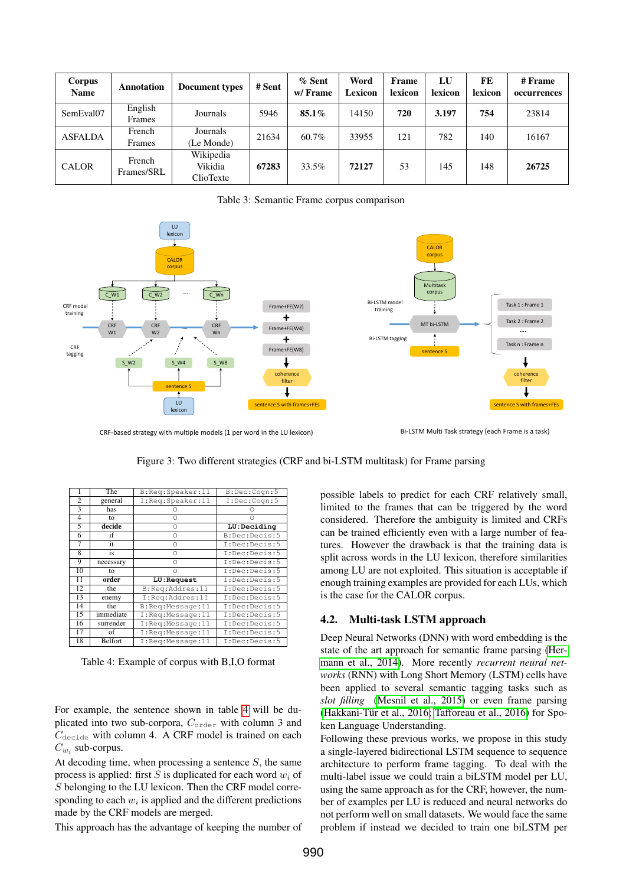| Corpus Name | Annotation | Document types | # Sent | % Sent w/ Frame | Word Lexicon | Frame lexicon | LU lexicon | FE lexicon | # Frame occurrences |
|---|---|---|---|---|---|---|---|---|---|
| SemEval07 | English Frames | Journals | 5946 | **85.1%** | 14150 | **720** | **3.197** | **754** | 23814 |
| ASFALDA | French Frames | Journals (Le Monde) | 21634 | 60.7% | 33955 | 121 | 782 | 140 | 16167 |
| CALOR | French Frames/SRL | Wikipedia Vikidia ClioTexte | **67283** | 33.5% | **72127** | 53 | 145 | 148 | **26725** |

Table 3: Semantic Frame corpus comparison

CRF-based strategy with multiple models (1 per word in the LU lexicon)

Bi-LSTM Multi Task strategy (each Frame is a task)

Figure 3: Two different strategies (CRF and bi-LSTM multitask) for Frame parsing

| | | | |
|---|---|---|---|
| 1 | The | B:Req:Speaker:11 | B:Dec:Cogn:5 |
| 2 | general | I:Req:Speaker:11 | I:Dec:Cogn:5 |
| 3 | has | O | O |
| 4 | to | O | O |
| 5 | **decide** | O | **LU:Deciding** |
| 6 | if | O | B:Dec:Decis:5 |
| 7 | it | O | I:Dec:Decis:5 |
| 8 | is | O | I:Dec:Decis:5 |
| 9 | necessary | O | I:Dec:Decis:5 |
| 10 | to | O | I:Dec:Decis:5 |
| 11 | **order** | **LU:Request** | I:Dec:Decis:5 |
| 12 | the | B:Req:Addres:11 | I:Dec:Decis:5 |
| 13 | enemy | I:Req:Addres:11 | I:Dec:Decis:5 |
| 14 | the | B:Req:Message:11 | I:Dec:Decis:5 |
| 15 | immediate | I:Req:Message:11 | I:Dec:Decis:5 |
| 16 | surrender | I:Req:Message:11 | I:Dec:Decis:5 |
| 17 | of | I:Req:Message:11 | I:Dec:Decis:5 |
| 18 | Belfort | I:Req:Message:11 | I:Dec:Decis:5 |

Table 4: Example of corpus with B,I,O format

For example, the sentence shown in table 4 will be duplicated into two sub-corpora, $C_{\texttt{order}}$ with column 3 and $C_{\texttt{decide}}$ with column 4. A CRF model is trained on each $C_{w_i}$ sub-corpus.

At decoding time, when processing a sentence $S$, the same process is applied: first $S$ is duplicated for each word $w_i$ of $S$ belonging to the LU lexicon. Then the CRF model corresponding to each $w_i$ is applied and the different predictions made by the CRF models are merged.

This approach has the advantage of keeping the number of possible labels to predict for each CRF relatively small, limited to the frames that can be triggered by the word considered. Therefore the ambiguity is limited and CRFs can be trained efficiently even with a large number of features. However the drawback is that the training data is split across words in the LU lexicon, therefore similarities among LU are not exploited. This situation is acceptable if enough training examples are provided for each LUs, which is the case for the CALOR corpus.

## 4.2. Multi-task LSTM approach

Deep Neural Networks (DNN) with word embedding is the state of the art approach for semantic frame parsing (Hermann et al., 2014). More recently *recurrent neural networks* (RNN) with Long Short Memory (LSTM) cells have been applied to several semantic tagging tasks such as *slot filling* (Mesnil et al., 2015) or even frame parsing (Hakkani-Tür et al., 2016; Tafforeau et al., 2016) for Spoken Language Understanding.

Following these previous works, we propose in this study a single-layered bidirectional LSTM sequence to sequence architecture to perform frame tagging. To deal with the multi-label issue we could train a biLSTM model per LU, using the same approach as for the CRF, however, the number of examples per LU is reduced and neural networks do not perform well on small datasets. We would face the same problem if instead we decided to train one biLSTM per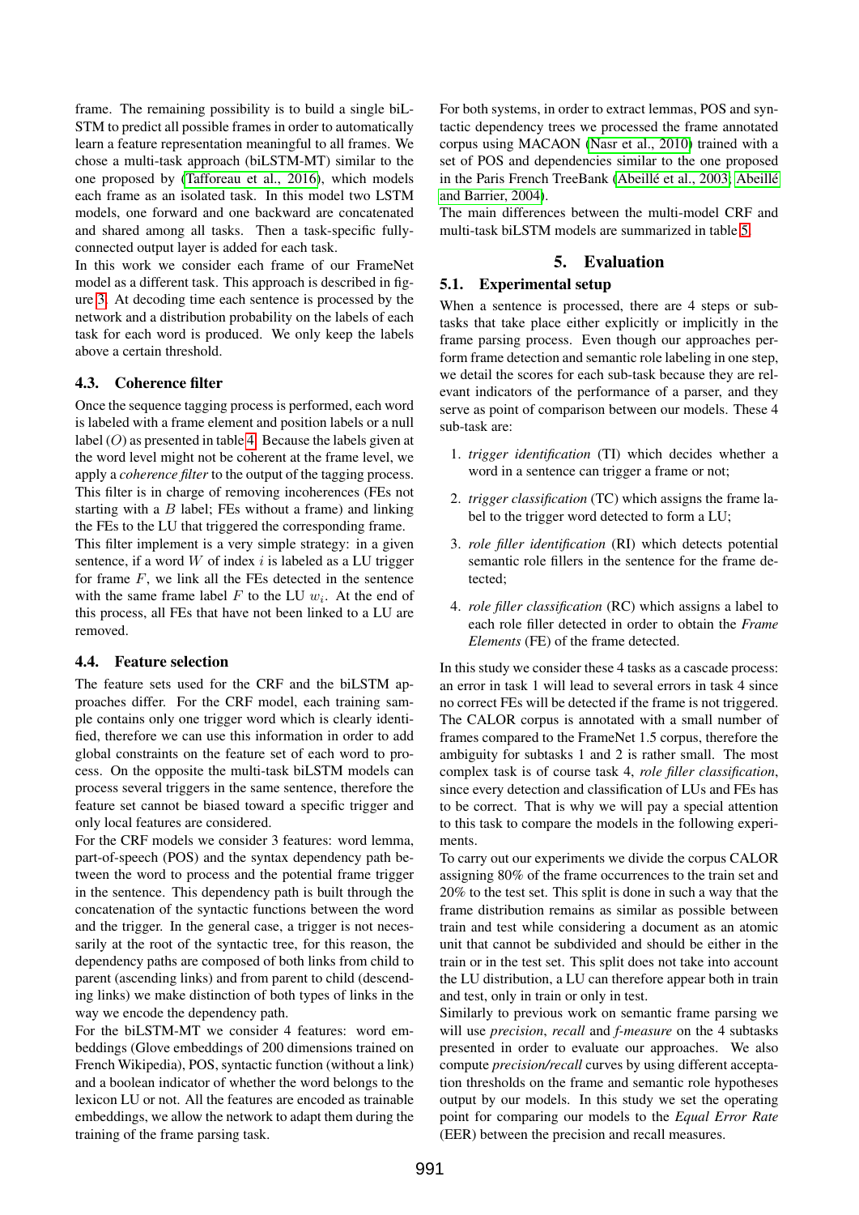frame. The remaining possibility is to build a single biLSTM to predict all possible frames in order to automatically learn a feature representation meaningful to all frames. We chose a multi-task approach (biLSTM-MT) similar to the one proposed by (Tafforeau et al., 2016), which models each frame as an isolated task. In this model two LSTM models, one forward and one backward are concatenated and shared among all tasks. Then a task-specific fully-connected output layer is added for each task.

In this work we consider each frame of our FrameNet model as a different task. This approach is described in figure 3. At decoding time each sentence is processed by the network and a distribution probability on the labels of each task for each word is produced. We only keep the labels above a certain threshold.

### 4.3. Coherence filter

Once the sequence tagging process is performed, each word is labeled with a frame element and position labels or a null label ($O$) as presented in table 4. Because the labels given at the word level might not be coherent at the frame level, we apply a *coherence filter* to the output of the tagging process. This filter is in charge of removing incoherences (FEs not starting with a $B$ label; FEs without a frame) and linking the FEs to the LU that triggered the corresponding frame.

This filter implement is a very simple strategy: in a given sentence, if a word $W$ of index $i$ is labeled as a LU trigger for frame $F$, we link all the FEs detected in the sentence with the same frame label $F$ to the LU $w_i$. At the end of this process, all FEs that have not been linked to a LU are removed.

### 4.4. Feature selection

The feature sets used for the CRF and the biLSTM approaches differ. For the CRF model, each training sample contains only one trigger word which is clearly identified, therefore we can use this information in order to add global constraints on the feature set of each word to process. On the opposite the multi-task biLSTM models can process several triggers in the same sentence, therefore the feature set cannot be biased toward a specific trigger and only local features are considered.

For the CRF models we consider 3 features: word lemma, part-of-speech (POS) and the syntax dependency path between the word to process and the potential frame trigger in the sentence. This dependency path is built through the concatenation of the syntactic functions between the word and the trigger. In the general case, a trigger is not necessarily at the root of the syntactic tree, for this reason, the dependency paths are composed of both links from child to parent (ascending links) and from parent to child (descending links) we make distinction of both types of links in the way we encode the dependency path.

For the biLSTM-MT we consider 4 features: word embeddings (Glove embeddings of 200 dimensions trained on French Wikipedia), POS, syntactic function (without a link) and a boolean indicator of whether the word belongs to the lexicon LU or not. All the features are encoded as trainable embeddings, we allow the network to adapt them during the training of the frame parsing task.

For both systems, in order to extract lemmas, POS and syntactic dependency trees we processed the frame annotated corpus using MACAON (Nasr et al., 2010) trained with a set of POS and dependencies similar to the one proposed in the Paris French TreeBank (Abeillé et al., 2003; Abeillé and Barrier, 2004).

The main differences between the multi-model CRF and multi-task biLSTM models are summarized in table 5.

## 5. Evaluation

### 5.1. Experimental setup

When a sentence is processed, there are 4 steps or sub-tasks that take place either explicitly or implicitly in the frame parsing process. Even though our approaches perform frame detection and semantic role labeling in one step, we detail the scores for each sub-task because they are relevant indicators of the performance of a parser, and they serve as point of comparison between our models. These 4 sub-task are:

1. *trigger identification* (TI) which decides whether a word in a sentence can trigger a frame or not;
2. *trigger classification* (TC) which assigns the frame label to the trigger word detected to form a LU;
3. *role filler identification* (RI) which detects potential semantic role fillers in the sentence for the frame detected;
4. *role filler classification* (RC) which assigns a label to each role filler detected in order to obtain the *Frame Elements* (FE) of the frame detected.

In this study we consider these 4 tasks as a cascade process: an error in task 1 will lead to several errors in task 4 since no correct FEs will be detected if the frame is not triggered. The CALOR corpus is annotated with a small number of frames compared to the FrameNet 1.5 corpus, therefore the ambiguity for subtasks 1 and 2 is rather small. The most complex task is of course task 4, *role filler classification*, since every detection and classification of LUs and FEs has to be correct. That is why we will pay a special attention to this task to compare the models in the following experiments.

To carry out our experiments we divide the corpus CALOR assigning 80% of the frame occurrences to the train set and 20% to the test set. This split is done in such a way that the frame distribution remains as similar as possible between train and test while considering a document as an atomic unit that cannot be subdivided and should be either in the train or in the test set. This split does not take into account the LU distribution, a LU can therefore appear both in train and test, only in train or only in test.

Similarly to previous work on semantic frame parsing we will use *precision*, *recall* and *f-measure* on the 4 subtasks presented in order to evaluate our approaches. We also compute *precision/recall* curves by using different acceptation thresholds on the frame and semantic role hypotheses output by our models. In this study we set the operating point for comparing our models to the *Equal Error Rate* (EER) between the precision and recall measures.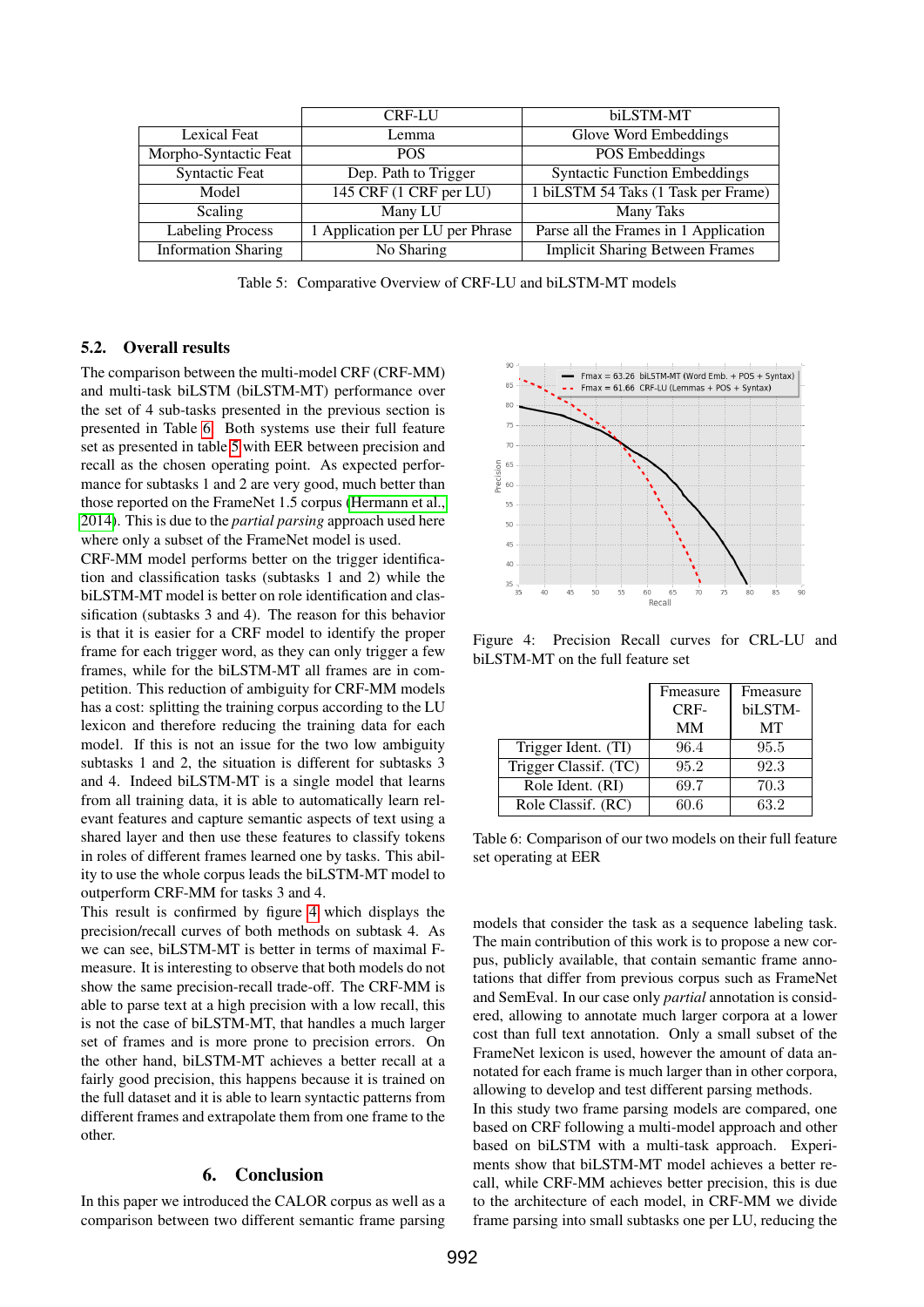|  | CRF-LU | biLSTM-MT |
|---|---|---|
| Lexical Feat | Lemma | Glove Word Embeddings |
| Morpho-Syntactic Feat | POS | POS Embeddings |
| Syntactic Feat | Dep. Path to Trigger | Syntactic Function Embeddings |
| Model | 145 CRF (1 CRF per LU) | 1 biLSTM 54 Taks (1 Task per Frame) |
| Scaling | Many LU | Many Taks |
| Labeling Process | 1 Application per LU per Phrase | Parse all the Frames in 1 Application |
| Information Sharing | No Sharing | Implicit Sharing Between Frames |

Table 5: Comparative Overview of CRF-LU and biLSTM-MT models

### 5.2. Overall results

The comparison between the multi-model CRF (CRF-MM) and multi-task biLSTM (biLSTM-MT) performance over the set of 4 sub-tasks presented in the previous section is presented in Table 6. Both systems use their full feature set as presented in table 5 with EER between precision and recall as the chosen operating point. As expected performance for subtasks 1 and 2 are very good, much better than those reported on the FrameNet 1.5 corpus (Hermann et al., 2014). This is due to the *partial parsing* approach used here where only a subset of the FrameNet model is used.

CRF-MM model performs better on the trigger identification and classification tasks (subtasks 1 and 2) while the biLSTM-MT model is better on role identification and classification (subtasks 3 and 4). The reason for this behavior is that it is easier for a CRF model to identify the proper frame for each trigger word, as they can only trigger a few frames, while for the biLSTM-MT all frames are in competition. This reduction of ambiguity for CRF-MM models has a cost: splitting the training corpus according to the LU lexicon and therefore reducing the training data for each model. If this is not an issue for the two low ambiguity subtasks 1 and 2, the situation is different for subtasks 3 and 4. Indeed biLSTM-MT is a single model that learns from all training data, it is able to automatically learn relevant features and capture semantic aspects of text using a shared layer and then use these features to classify tokens in roles of different frames learned one by tasks. This ability to use the whole corpus leads the biLSTM-MT model to outperform CRF-MM for tasks 3 and 4.

This result is confirmed by figure 4 which displays the precision/recall curves of both methods on subtask 4. As we can see, biLSTM-MT is better in terms of maximal F-measure. It is interesting to observe that both models do not show the same precision-recall trade-off. The CRF-MM is able to parse text at a high precision with a low recall, this is not the case of biLSTM-MT, that handles a much larger set of frames and is more prone to precision errors. On the other hand, biLSTM-MT achieves a better recall at a fairly good precision, this happens because it is trained on the full dataset and it is able to learn syntactic patterns from different frames and extrapolate them from one frame to the other.

Figure 4: Precision Recall curves for CRL-LU and biLSTM-MT on the full feature set

|  | Fmeasure CRF-MM | Fmeasure biLSTM-MT |
|---|---|---|
| Trigger Ident. (TI) | 96.4 | 95.5 |
| Trigger Classif. (TC) | 95.2 | 92.3 |
| Role Ident. (RI) | 69.7 | 70.3 |
| Role Classif. (RC) | 60.6 | 63.2 |

Table 6: Comparison of our two models on their full feature set operating at EER

## 6. Conclusion

In this paper we introduced the CALOR corpus as well as a comparison between two different semantic frame parsing models that consider the task as a sequence labeling task. The main contribution of this work is to propose a new corpus, publicly available, that contain semantic frame annotations that differ from previous corpus such as FrameNet and SemEval. In our case only *partial* annotation is considered, allowing to annotate much larger corpora at a lower cost than full text annotation. Only a small subset of the FrameNet lexicon is used, however the amount of data annotated for each frame is much larger than in other corpora, allowing to develop and test different parsing methods.

In this study two frame parsing models are compared, one based on CRF following a multi-model approach and other based on biLSTM with a multi-task approach. Experiments show that biLSTM-MT model achieves a better recall, while CRF-MM achieves better precision, this is due to the architecture of each model, in CRF-MM we divide frame parsing into small subtasks one per LU, reducing the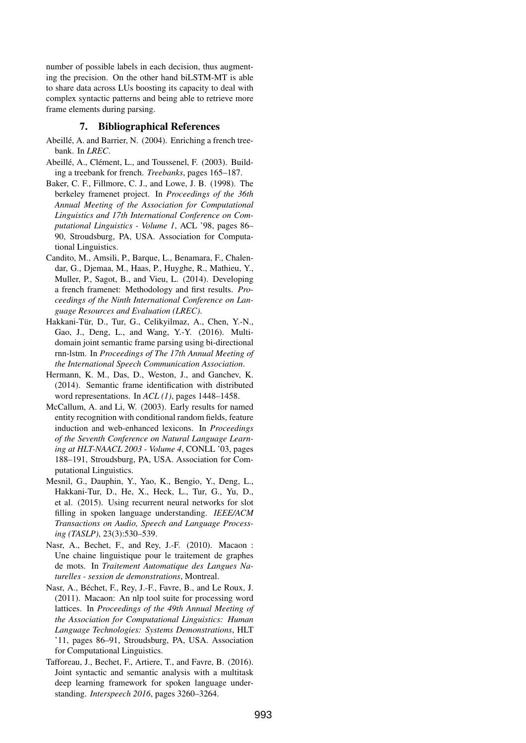number of possible labels in each decision, thus augmenting the precision. On the other hand biLSTM-MT is able to share data across LUs boosting its capacity to deal with complex syntactic patterns and being able to retrieve more frame elements during parsing.

## 7. Bibliographical References

Abeillé, A. and Barrier, N. (2004). Enriching a french treebank. In *LREC*.

Abeillé, A., Clément, L., and Toussenel, F. (2003). Building a treebank for french. *Treebanks*, pages 165–187.

Baker, C. F., Fillmore, C. J., and Lowe, J. B. (1998). The berkeley framenet project. In *Proceedings of the 36th Annual Meeting of the Association for Computational Linguistics and 17th International Conference on Computational Linguistics - Volume 1*, ACL '98, pages 86–90, Stroudsburg, PA, USA. Association for Computational Linguistics.

Candito, M., Amsili, P., Barque, L., Benamara, F., Chalendar, G., Djemaa, M., Haas, P., Huyghe, R., Mathieu, Y., Muller, P., Sagot, B., and Vieu, L. (2014). Developing a french framenet: Methodology and first results. *Proceedings of the Ninth International Conference on Language Resources and Evaluation (LREC)*.

Hakkani-Tür, D., Tur, G., Celikyilmaz, A., Chen, Y.-N., Gao, J., Deng, L., and Wang, Y.-Y. (2016). Multi-domain joint semantic frame parsing using bi-directional rnn-lstm. In *Proceedings of The 17th Annual Meeting of the International Speech Communication Association*.

Hermann, K. M., Das, D., Weston, J., and Ganchev, K. (2014). Semantic frame identification with distributed word representations. In *ACL (1)*, pages 1448–1458.

McCallum, A. and Li, W. (2003). Early results for named entity recognition with conditional random fields, feature induction and web-enhanced lexicons. In *Proceedings of the Seventh Conference on Natural Language Learning at HLT-NAACL 2003 - Volume 4*, CONLL '03, pages 188–191, Stroudsburg, PA, USA. Association for Computational Linguistics.

Mesnil, G., Dauphin, Y., Yao, K., Bengio, Y., Deng, L., Hakkani-Tur, D., He, X., Heck, L., Tur, G., Yu, D., et al. (2015). Using recurrent neural networks for slot filling in spoken language understanding. *IEEE/ACM Transactions on Audio, Speech and Language Processing (TASLP)*, 23(3):530–539.

Nasr, A., Bechet, F., and Rey, J.-F. (2010). Macaon : Une chaine linguistique pour le traitement de graphes de mots. In *Traitement Automatique des Langues Naturelles - session de demonstrations*, Montreal.

Nasr, A., Béchet, F., Rey, J.-F., Favre, B., and Le Roux, J. (2011). Macaon: An nlp tool suite for processing word lattices. In *Proceedings of the 49th Annual Meeting of the Association for Computational Linguistics: Human Language Technologies: Systems Demonstrations*, HLT '11, pages 86–91, Stroudsburg, PA, USA. Association for Computational Linguistics.

Tafforeau, J., Bechet, F., Artiere, T., and Favre, B. (2016). Joint syntactic and semantic analysis with a multitask deep learning framework for spoken language understanding. *Interspeech 2016*, pages 3260–3264.